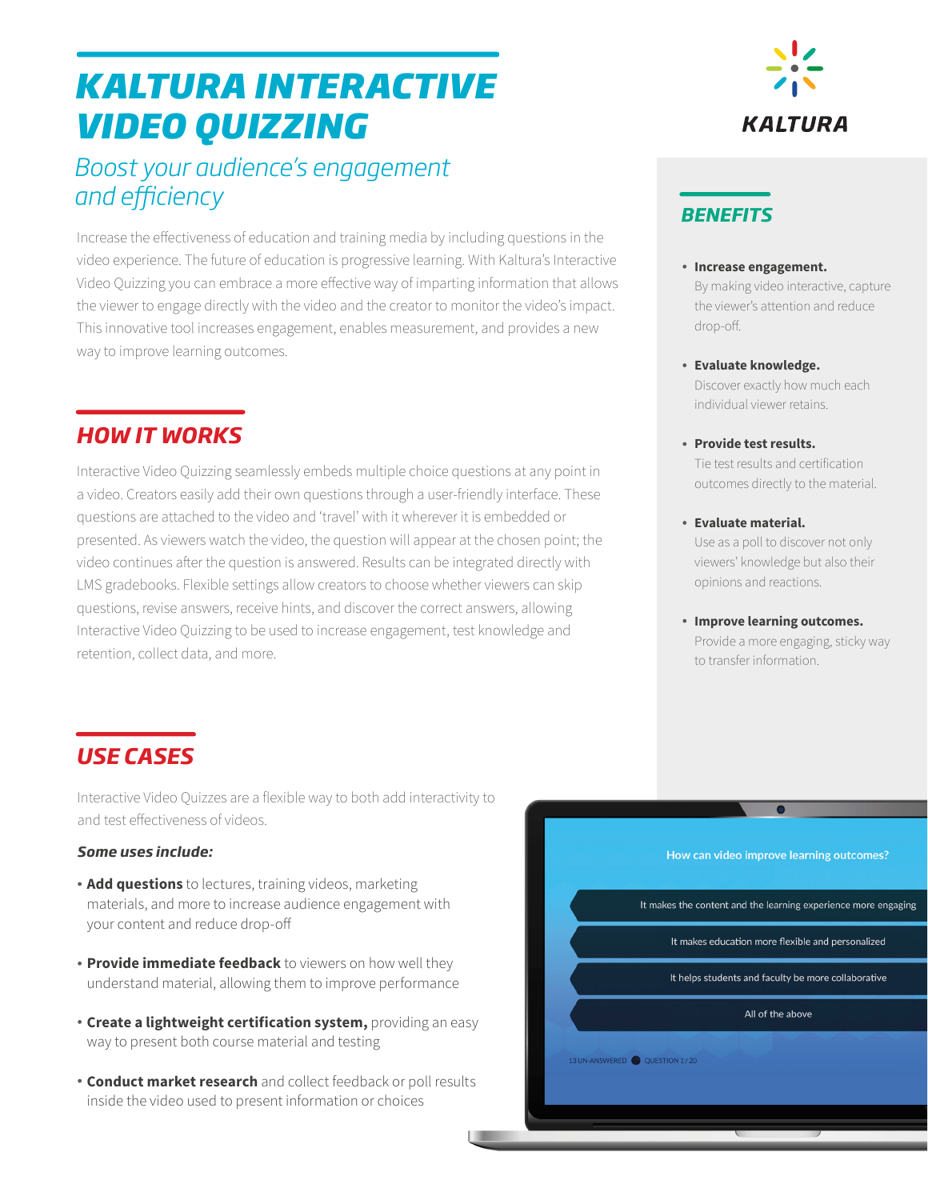# KALTURA INTERACTIVE VIDEO QUIZZING

*Boost your audience's engagement and efficiency*

Increase the effectiveness of education and training media by including questions in the video experience. The future of education is progressive learning. With Kaltura's Interactive Video Quizzing you can embrace a more effective way of imparting information that allows the viewer to engage directly with the video and the creator to monitor the video's impact. This innovative tool increases engagement, enables measurement, and provides a new way to improve learning outcomes.

## HOW IT WORKS

Interactive Video Quizzing seamlessly embeds multiple choice questions at any point in a video. Creators easily add their own questions through a user-friendly interface. These questions are attached to the video and 'travel' with it wherever it is embedded or presented. As viewers watch the video, the question will appear at the chosen point; the video continues after the question is answered. Results can be integrated directly with LMS gradebooks. Flexible settings allow creators to choose whether viewers can skip questions, revise answers, receive hints, and discover the correct answers, allowing Interactive Video Quizzing to be used to increase engagement, test knowledge and retention, collect data, and more.

## USE CASES

Interactive Video Quizzes are a flexible way to both add interactivity to and test effectiveness of videos.

***Some uses include:***

- **Add questions** to lectures, training videos, marketing materials, and more to increase audience engagement with your content and reduce drop-off
- **Provide immediate feedback** to viewers on how well they understand material, allowing them to improve performance
- **Create a lightweight certification system,** providing an easy way to present both course material and testing
- **Conduct market research** and collect feedback or poll results inside the video used to present information or choices

## BENEFITS

- **Increase engagement.** By making video interactive, capture the viewer's attention and reduce drop-off.
- **Evaluate knowledge.** Discover exactly how much each individual viewer retains.
- **Provide test results.** Tie test results and certification outcomes directly to the material.
- **Evaluate material.** Use as a poll to discover not only viewers' knowledge but also their opinions and reactions.
- **Improve learning outcomes.** Provide a more engaging, sticky way to transfer information.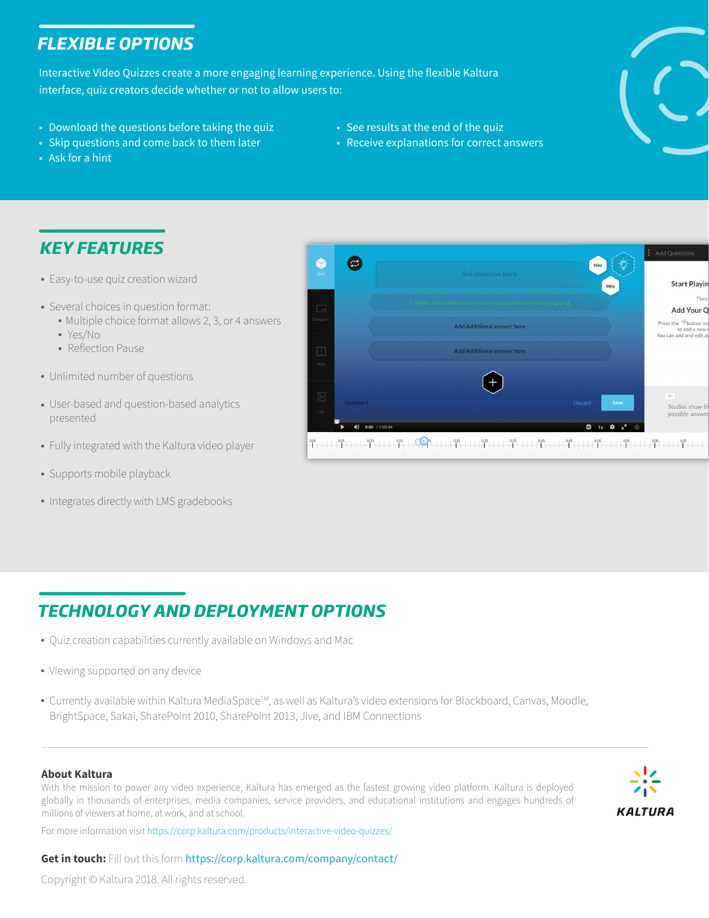## FLEXIBLE OPTIONS

Interactive Video Quizzes create a more engaging learning experience. Using the flexible Kaltura interface, quiz creators decide whether or not to allow users to:

- Download the questions before taking the quiz
- Skip questions and come back to them later
- Ask for a hint
- See results at the end of the quiz
- Receive explanations for correct answers

## KEY FEATURES

- Easy-to-use quiz creation wizard
- Several choices in question format:
  - Multiple choice format allows 2, 3, or 4 answers
  - Yes/No
  - Reflection Pause
- Unlimited number of questions
- User-based and question-based analytics presented
- Fully integrated with the Kaltura video player
- Supports mobile playback
- Integrates directly with LMS gradebooks

## TECHNOLOGY AND DEPLOYMENT OPTIONS

- Quiz creation capabilities currently available on Windows and Mac
- Viewing supported on any device
- Currently available within Kaltura MediaSpace™, as well as Kaltura's video extensions for Blackboard, Canvas, Moodle, BrightSpace, Sakai, SharePoint 2010, SharePoint 2013, Jive, and IBM Connections

**About Kaltura**
With the mission to power any video experience, Kaltura has emerged as the fastest growing video platform. Kaltura is deployed globally in thousands of enterprises, media companies, service providers, and educational institutions and engages hundreds of millions of viewers at home, at work, and at school.

For more information visit https://corp.kaltura.com/products/interactive-video-quizzes/

**Get in touch:** Fill out this form https://corp.kaltura.com/company/contact/

Copyright © Kaltura 2018. All rights reserved.

KALTURA